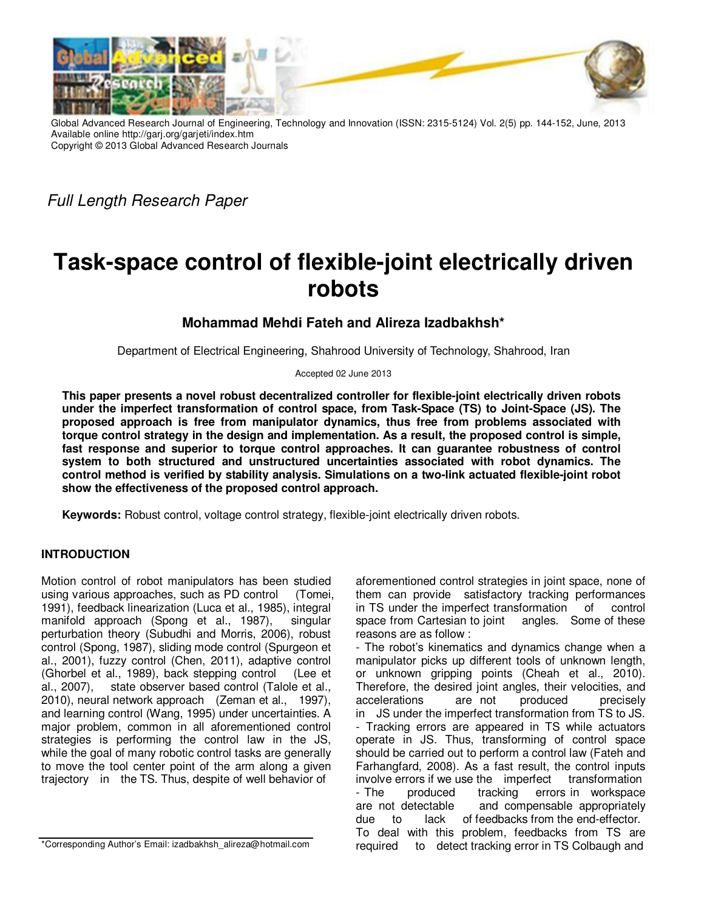Global Advanced Research Journal of Engineering, Technology and Innovation (ISSN: 2315-5124) Vol. 2(5) pp. 144-152, June, 2013
Available online http://garj.org/garjeti/index.htm
Copyright © 2013 Global Advanced Research Journals

*Full Length Research Paper*

# Task-space control of flexible-joint electrically driven robots

**Mohammad Mehdi Fateh and Alireza Izadbakhsh***

Department of Electrical Engineering, Shahrood University of Technology, Shahrood, Iran

Accepted 02 June 2013

**This paper presents a novel robust decentralized controller for flexible-joint electrically driven robots under the imperfect transformation of control space, from Task-Space (TS) to Joint-Space (JS). The proposed approach is free from manipulator dynamics, thus free from problems associated with torque control strategy in the design and implementation. As a result, the proposed control is simple, fast response and superior to torque control approaches. It can guarantee robustness of control system to both structured and unstructured uncertainties associated with robot dynamics. The control method is verified by stability analysis. Simulations on a two-link actuated flexible-joint robot show the effectiveness of the proposed control approach.**

**Keywords:** Robust control, voltage control strategy, flexible-joint electrically driven robots.

## INTRODUCTION

Motion control of robot manipulators has been studied using various approaches, such as PD control (Tomei, 1991), feedback linearization (Luca et al., 1985), integral manifold approach (Spong et al., 1987), singular perturbation theory (Subudhi and Morris, 2006), robust control (Spong, 1987), sliding mode control (Spurgeon et al., 2001), fuzzy control (Chen, 2011), adaptive control (Ghorbel et al., 1989), back stepping control (Lee et al., 2007), state observer based control (Talole et al., 2010), neural network approach (Zeman et al., 1997), and learning control (Wang, 1995) under uncertainties. A major problem, common in all aforementioned control strategies is performing the control law in the JS, while the goal of many robotic control tasks are generally to move the tool center point of the arm along a given trajectory in the TS. Thus, despite of well behavior of aforementioned control strategies in joint space, none of them can provide satisfactory tracking performances in TS under the imperfect transformation of control space from Cartesian to joint angles. Some of these reasons are as follow :

- The robot's kinematics and dynamics change when a manipulator picks up different tools of unknown length, or unknown gripping points (Cheah et al., 2010). Therefore, the desired joint angles, their velocities, and accelerations are not produced precisely in JS under the imperfect transformation from TS to JS.
- Tracking errors are appeared in TS while actuators operate in JS. Thus, transforming of control space should be carried out to perform a control law (Fateh and Farhangfard, 2008). As a fast result, the control inputs involve errors if we use the imperfect transformation
- The produced tracking errors in workspace are not detectable and compensable appropriately due to lack of feedbacks from the end-effector.

To deal with this problem, feedbacks from TS are required to detect tracking error in TS Colbaugh and

*Corresponding Author's Email: izadbakhsh_alireza@hotmail.com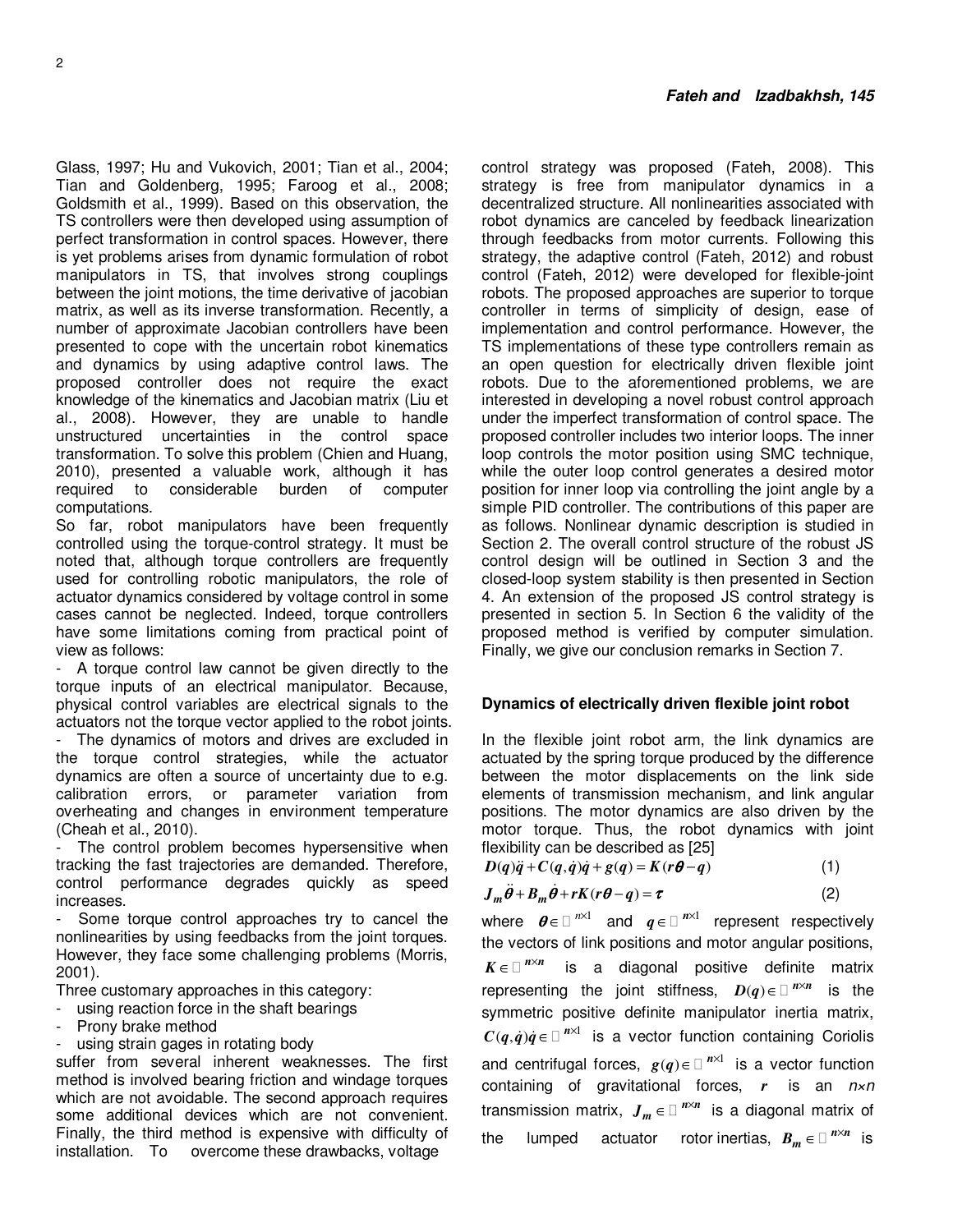Glass, 1997; Hu and Vukovich, 2001; Tian et al., 2004; Tian and Goldenberg, 1995; Faroog et al., 2008; Goldsmith et al., 1999). Based on this observation, the TS controllers were then developed using assumption of perfect transformation in control spaces. However, there is yet problems arises from dynamic formulation of robot manipulators in TS, that involves strong couplings between the joint motions, the time derivative of jacobian matrix, as well as its inverse transformation. Recently, a number of approximate Jacobian controllers have been presented to cope with the uncertain robot kinematics and dynamics by using adaptive control laws. The proposed controller does not require the exact knowledge of the kinematics and Jacobian matrix (Liu et al., 2008). However, they are unable to handle unstructured uncertainties in the control space transformation. To solve this problem (Chien and Huang, 2010), presented a valuable work, although it has required to considerable burden of computer computations.

So far, robot manipulators have been frequently controlled using the torque-control strategy. It must be noted that, although torque controllers are frequently used for controlling robotic manipulators, the role of actuator dynamics considered by voltage control in some cases cannot be neglected. Indeed, torque controllers have some limitations coming from practical point of view as follows:

- A torque control law cannot be given directly to the torque inputs of an electrical manipulator. Because, physical control variables are electrical signals to the actuators not the torque vector applied to the robot joints.
- The dynamics of motors and drives are excluded in the torque control strategies, while the actuator dynamics are often a source of uncertainty due to e.g. calibration errors, or parameter variation from overheating and changes in environment temperature (Cheah et al., 2010).
- The control problem becomes hypersensitive when tracking the fast trajectories are demanded. Therefore, control performance degrades quickly as speed increases.
- Some torque control approaches try to cancel the nonlinearities by using feedbacks from the joint torques. However, they face some challenging problems (Morris, 2001).

Three customary approaches in this category:

- using reaction force in the shaft bearings
- Prony brake method
- using strain gages in rotating body

suffer from several inherent weaknesses. The first method is involved bearing friction and windage torques which are not avoidable. The second approach requires some additional devices which are not convenient. Finally, the third method is expensive with difficulty of installation. To overcome these drawbacks, voltage control strategy was proposed (Fateh, 2008). This strategy is free from manipulator dynamics in a decentralized structure. All nonlinearities associated with robot dynamics are canceled by feedback linearization through feedbacks from motor currents. Following this strategy, the adaptive control (Fateh, 2012) and robust control (Fateh, 2012) were developed for flexible-joint robots. The proposed approaches are superior to torque controller in terms of simplicity of design, ease of implementation and control performance. However, the TS implementations of these type controllers remain as an open question for electrically driven flexible joint robots. Due to the aforementioned problems, we are interested in developing a novel robust control approach under the imperfect transformation of control space. The proposed controller includes two interior loops. The inner loop controls the motor position using SMC technique, while the outer loop control generates a desired motor position for inner loop via controlling the joint angle by a simple PID controller. The contributions of this paper are as follows. Nonlinear dynamic description is studied in Section 2. The overall control structure of the robust JS control design will be outlined in Section 3 and the closed-loop system stability is then presented in Section 4. An extension of the proposed JS control strategy is presented in section 5. In Section 6 the validity of the proposed method is verified by computer simulation. Finally, we give our conclusion remarks in Section 7.

## Dynamics of electrically driven flexible joint robot

In the flexible joint robot arm, the link dynamics are actuated by the spring torque produced by the difference between the motor displacements on the link side elements of transmission mechanism, and link angular positions. The motor dynamics are also driven by the motor torque. Thus, the robot dynamics with joint flexibility can be described as [25]

$$\boldsymbol{D}(\boldsymbol{q})\ddot{\boldsymbol{q}} + \boldsymbol{C}(\boldsymbol{q},\dot{\boldsymbol{q}})\dot{\boldsymbol{q}} + \boldsymbol{g}(\boldsymbol{q}) = \boldsymbol{K}(\boldsymbol{r}\boldsymbol{\theta} - \boldsymbol{q}) \tag{1}$$

$$\boldsymbol{J_m}\ddot{\boldsymbol{\theta}} + \boldsymbol{B_m}\dot{\boldsymbol{\theta}} + \boldsymbol{r}\boldsymbol{K}(\boldsymbol{r}\boldsymbol{\theta} - \boldsymbol{q}) = \boldsymbol{\tau} \tag{2}$$

where $\boldsymbol{\theta} \in \mathbb{R}^{n\times 1}$ and $\boldsymbol{q} \in \mathbb{R}^{n\times 1}$ represent respectively the vectors of link positions and motor angular positions, $\boldsymbol{K} \in \mathbb{R}^{n\times n}$ is a diagonal positive definite matrix representing the joint stiffness, $\boldsymbol{D}(\boldsymbol{q}) \in \mathbb{R}^{n\times n}$ is the symmetric positive definite manipulator inertia matrix, $\boldsymbol{C}(\boldsymbol{q},\dot{\boldsymbol{q}})\dot{\boldsymbol{q}} \in \mathbb{R}^{n\times 1}$ is a vector function containing Coriolis and centrifugal forces, $\boldsymbol{g}(\boldsymbol{q}) \in \mathbb{R}^{n\times 1}$ is a vector function containing of gravitational forces, $\boldsymbol{r}$ is an $n\times n$ transmission matrix, $\boldsymbol{J_m} \in \mathbb{R}^{n\times n}$ is a diagonal matrix of the lumped actuator rotor inertias, $\boldsymbol{B_m} \in \mathbb{R}^{n\times n}$ is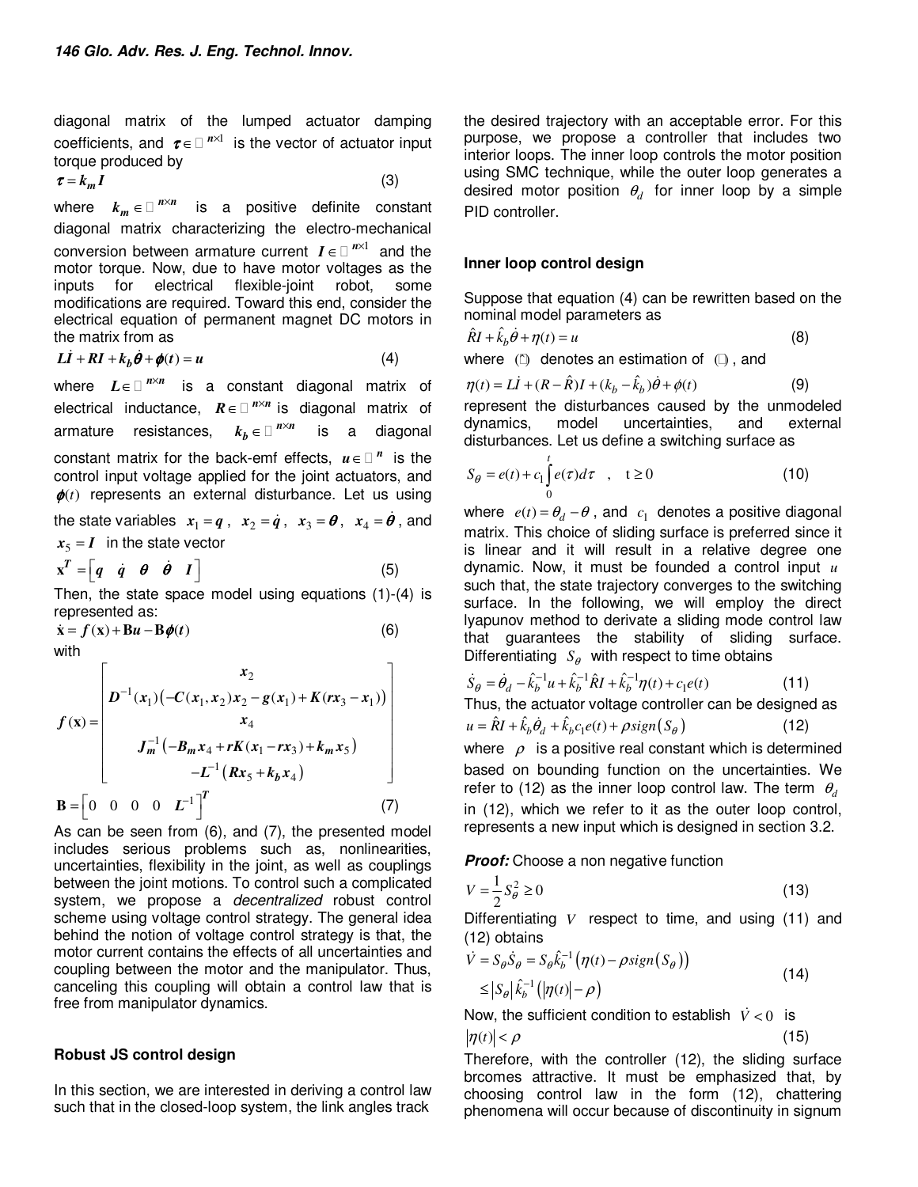diagonal matrix of the lumped actuator damping coefficients, and $\boldsymbol{\tau} \in \mathbb{R}^{n\times 1}$ is the vector of actuator input torque produced by

$$\boldsymbol{\tau} = \boldsymbol{k_m I} \tag{3}$$

where $\boldsymbol{k_m} \in \mathbb{R}^{n\times n}$ is a positive definite constant diagonal matrix characterizing the electro-mechanical conversion between armature current $\boldsymbol{I} \in \mathbb{R}^{n\times 1}$ and the motor torque. Now, due to have motor voltages as the inputs for electrical flexible-joint robot, some modifications are required. Toward this end, consider the electrical equation of permanent magnet DC motors in the matrix from as

$$\boldsymbol{L\dot{I}} + \boldsymbol{RI} + \boldsymbol{k_b\dot{\theta}} + \boldsymbol{\phi}(t) = \boldsymbol{u} \tag{4}$$

where $\boldsymbol{L} \in \mathbb{R}^{n\times n}$ is a constant diagonal matrix of electrical inductance, $\boldsymbol{R} \in \mathbb{R}^{n\times n}$ is diagonal matrix of armature resistances, $\boldsymbol{k_b} \in \mathbb{R}^{n\times n}$ is a diagonal constant matrix for the back-emf effects, $\boldsymbol{u} \in \mathbb{R}^{n}$ is the control input voltage applied for the joint actuators, and $\boldsymbol{\phi}(t)$ represents an external disturbance. Let us using the state variables $\boldsymbol{x_1} = \boldsymbol{q}$, $\boldsymbol{x_2} = \boldsymbol{\dot{q}}$, $\boldsymbol{x_3} = \boldsymbol{\theta}$, $\boldsymbol{x_4} = \boldsymbol{\dot{\theta}}$, and $\boldsymbol{x_5} = \boldsymbol{I}$ in the state vector

$$\mathbf{x}^T = \begin{bmatrix} \boldsymbol{q} & \boldsymbol{\dot{q}} & \boldsymbol{\theta} & \boldsymbol{\dot{\theta}} & \boldsymbol{I} \end{bmatrix} \tag{5}$$

Then, the state space model using equations (1)-(4) is represented as:

$$\mathbf{\dot{x}} = \boldsymbol{f}(\mathbf{x}) + \mathbf{B}\boldsymbol{u} - \mathbf{B}\boldsymbol{\phi}(t) \tag{6}$$

with

$$\boldsymbol{f}(\mathbf{x}) = \begin{bmatrix} \boldsymbol{x}_2 \\ \boldsymbol{D}^{-1}(\boldsymbol{x}_1)\left(-\boldsymbol{C}(\boldsymbol{x}_1,\boldsymbol{x}_2)\boldsymbol{x}_2 - \boldsymbol{g}(\boldsymbol{x}_1) + \boldsymbol{K}(\boldsymbol{r}\boldsymbol{x}_3 - \boldsymbol{x}_1)\right) \\ \boldsymbol{x}_4 \\ \boldsymbol{J}_m^{-1}\left(-\boldsymbol{B}_m\boldsymbol{x}_4 + \boldsymbol{r}\boldsymbol{K}(\boldsymbol{x}_1 - \boldsymbol{r}\boldsymbol{x}_3) + \boldsymbol{k}_m\boldsymbol{x}_5\right) \\ -\boldsymbol{L}^{-1}\left(\boldsymbol{R}\boldsymbol{x}_5 + \boldsymbol{k}_b\boldsymbol{x}_4\right) \end{bmatrix}$$

$$\mathbf{B} = \begin{bmatrix} 0 & 0 & 0 & 0 & \boldsymbol{L}^{-1} \end{bmatrix}^T \tag{7}$$

As can be seen from (6), and (7), the presented model includes serious problems such as, nonlinearities, uncertainties, flexibility in the joint, as well as couplings between the joint motions. To control such a complicated system, we propose a *decentralized* robust control scheme using voltage control strategy. The general idea behind the notion of voltage control strategy is that, the motor current contains the effects of all uncertainties and coupling between the motor and the manipulator. Thus, canceling this coupling will obtain a control law that is free from manipulator dynamics.

## Robust JS control design

In this section, we are interested in deriving a control law such that in the closed-loop system, the link angles track the desired trajectory with an acceptable error. For this purpose, we propose a controller that includes two interior loops. The inner loop controls the motor position using SMC technique, while the outer loop generates a desired motor position $\theta_d$ for inner loop by a simple PID controller.

### Inner loop control design

Suppose that equation (4) can be rewritten based on the nominal model parameters as

$$\hat{R}I + \hat{k}_b\dot{\theta} + \eta(t) = u \tag{8}$$

where $\hat{(\cdot)}$ denotes an estimation of $(\cdot)$, and

$$\eta(t) = L\dot{I} + (R - \hat{R})I + (k_b - \hat{k}_b)\dot{\theta} + \phi(t) \tag{9}$$

represent the disturbances caused by the unmodeled dynamics, model uncertainties, and external disturbances. Let us define a switching surface as

$$S_\theta = e(t) + c_1\int_0^t e(\tau)d\tau \quad , \quad t \ge 0 \tag{10}$$

where $e(t) = \theta_d - \theta$, and $c_1$ denotes a positive diagonal matrix. This choice of sliding surface is preferred since it is linear and it will result in a relative degree one dynamic. Now, it must be founded a control input $u$ such that, the state trajectory converges to the switching surface. In the following, we will employ the direct lyapunov method to derivate a sliding mode control law that guarantees the stability of sliding surface. Differentiating $S_\theta$ with respect to time obtains

$$\dot{S}_\theta = \dot{\theta}_d - \hat{k}_b^{-1}u + \hat{k}_b^{-1}\hat{R}I + \hat{k}_b^{-1}\eta(t) + c_1 e(t) \tag{11}$$

Thus, the actuator voltage controller can be designed as

$$u = \hat{R}I + \hat{k}_b\dot{\theta}_d + \hat{k}_b c_1 e(t) + \rho\, sign\left(S_\theta\right) \tag{12}$$

where $\rho$ is a positive real constant which is determined based on bounding function on the uncertainties. We refer to (12) as the inner loop control law. The term $\theta_d$ in (12), which we refer to it as the outer loop control, represents a new input which is designed in section 3.2.

***Proof:*** Choose a non negative function

$$V = \frac{1}{2}S_\theta^2 \ge 0 \tag{13}$$

Differentiating $V$ respect to time, and using (11) and (12) obtains

$$\begin{aligned} \dot{V} &= S_\theta\dot{S}_\theta = S_\theta\hat{k}_b^{-1}\left(\eta(t) - \rho\, sign\left(S_\theta\right)\right) \\ &\le \left|S_\theta\right|\hat{k}_b^{-1}\left(\left|\eta(t)\right| - \rho\right) \end{aligned} \tag{14}$$

Now, the sufficient condition to establish $\dot{V} < 0$ is

$$\left|\eta(t)\right| < \rho \tag{15}$$

Therefore, with the controller (12), the sliding surface brcomes attractive. It must be emphasized that, by choosing control law in the form (12), chattering phenomena will occur because of discontinuity in signum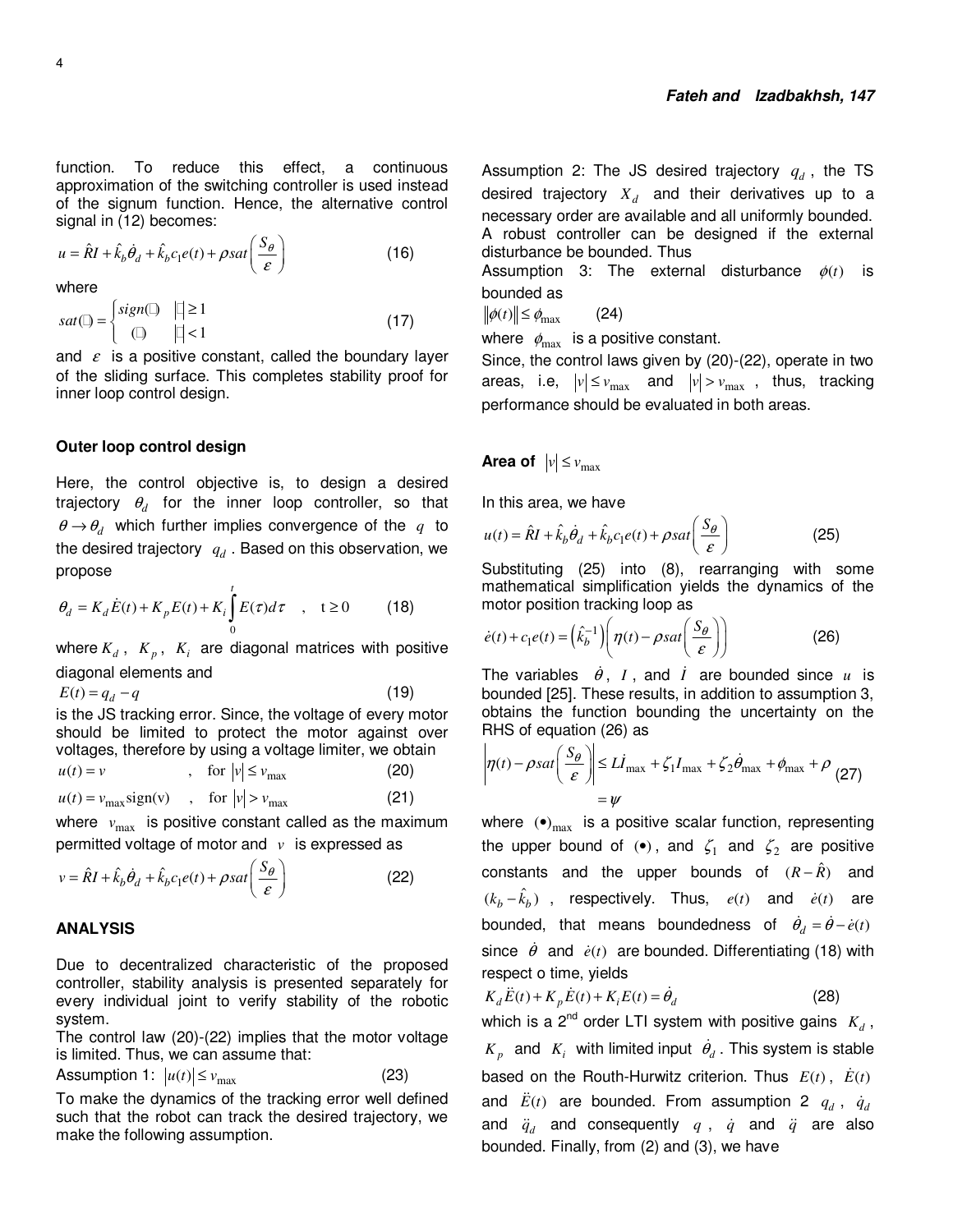function. To reduce this effect, a continuous approximation of the switching controller is used instead of the signum function. Hence, the alternative control signal in (12) becomes:

$$u = \hat{R}I + \hat{k}_b\dot{\theta}_d + \hat{k}_b c_1 e(t) + \rho sat\left(\frac{S_\theta}{\varepsilon}\right) \tag{16}$$

where

$$sat(\square) = \begin{cases} sign(\square) & |\square| \geq 1 \\ (\square) & |\square| < 1 \end{cases} \tag{17}$$

and $\varepsilon$ is a positive constant, called the boundary layer of the sliding surface. This completes stability proof for inner loop control design.

### Outer loop control design

Here, the control objective is, to design a desired trajectory $\theta_d$ for the inner loop controller, so that $\theta \to \theta_d$ which further implies convergence of the $q$ to the desired trajectory $q_d$. Based on this observation, we propose

$$\theta_d = K_d \dot{E}(t) + K_p E(t) + K_i \int_0^t E(\tau)d\tau \quad , \quad t \geq 0 \tag{18}$$

where $K_d$, $K_p$, $K_i$ are diagonal matrices with positive diagonal elements and

$$E(t) = q_d - q \tag{19}$$

is the JS tracking error. Since, the voltage of every motor should be limited to protect the motor against over voltages, therefore by using a voltage limiter, we obtain

$$u(t) = v \qquad , \quad \text{for } |v| \leq v_{\max} \tag{20}$$

$$u(t) = v_{\max}\text{sign(v)} \quad , \quad \text{for } |v| > v_{\max} \tag{21}$$

where $v_{\max}$ is positive constant called as the maximum permitted voltage of motor and $v$ is expressed as

$$v = \hat{R}I + \hat{k}_b\dot{\theta}_d + \hat{k}_b c_1 e(t) + \rho sat\left(\frac{S_\theta}{\varepsilon}\right) \tag{22}$$

## ANALYSIS

Due to decentralized characteristic of the proposed controller, stability analysis is presented separately for every individual joint to verify stability of the robotic system.

The control law (20)-(22) implies that the motor voltage is limited. Thus, we can assume that:

Assumption 1: $|u(t)| \leq v_{\max}$ (23)

To make the dynamics of the tracking error well defined such that the robot can track the desired trajectory, we make the following assumption.

Assumption 2: The JS desired trajectory $q_d$, the TS desired trajectory $X_d$ and their derivatives up to a necessary order are available and all uniformly bounded.

A robust controller can be designed if the external disturbance be bounded. Thus

Assumption 3: The external disturbance $\phi(t)$ is bounded as

$$\|\phi(t)\| \leq \phi_{\max} \tag{24}$$

where $\phi_{\max}$ is a positive constant.

Since, the control laws given by (20)-(22), operate in two areas, i.e, $|v| \leq v_{\max}$ and $|v| > v_{\max}$, thus, tracking performance should be evaluated in both areas.

### Area of $|v| \leq v_{\max}$

In this area, we have

$$u(t) = \hat{R}I + \hat{k}_b\dot{\theta}_d + \hat{k}_b c_1 e(t) + \rho sat\left(\frac{S_\theta}{\varepsilon}\right) \tag{25}$$

Substituting (25) into (8), rearranging with some mathematical simplification yields the dynamics of the motor position tracking loop as

$$\dot{e}(t) + c_1 e(t) = \left(\hat{k}_b^{-1}\right)\left(\eta(t) - \rho sat\left(\frac{S_\theta}{\varepsilon}\right)\right) \tag{26}$$

The variables $\dot{\theta}$, $I$, and $\dot{I}$ are bounded since $u$ is bounded [25]. These results, in addition to assumption 3, obtains the function bounding the uncertainty on the RHS of equation (26) as

$$\left|\eta(t) - \rho sat\left(\frac{S_\theta}{\varepsilon}\right)\right| \leq L\dot{I}_{\max} + \zeta_1 I_{\max} + \zeta_2 \dot{\theta}_{\max} + \phi_{\max} + \rho = \psi \tag{27}$$

where $(\bullet)_{\max}$ is a positive scalar function, representing the upper bound of $(\bullet)$, and $\zeta_1$ and $\zeta_2$ are positive constants and the upper bounds of $(R - \hat{R})$ and $(k_b - \hat{k}_b)$, respectively. Thus, $e(t)$ and $\dot{e}(t)$ are bounded, that means boundedness of $\dot{\theta}_d = \dot{\theta} - \dot{e}(t)$ since $\dot{\theta}$ and $\dot{e}(t)$ are bounded. Differentiating (18) with respect o time, yields

$$K_d \ddot{E}(t) + K_p \dot{E}(t) + K_i E(t) = \dot{\theta}_d \tag{28}$$

which is a 2nd order LTI system with positive gains $K_d$, $K_p$ and $K_i$ with limited input $\dot{\theta}_d$. This system is stable based on the Routh-Hurwitz criterion. Thus $E(t)$, $\dot{E}(t)$ and $\ddot{E}(t)$ are bounded. From assumption 2 $q_d$, $\dot{q}_d$ and $\ddot{q}_d$ and consequently $q$, $\dot{q}$ and $\ddot{q}$ are also bounded. Finally, from (2) and (3), we have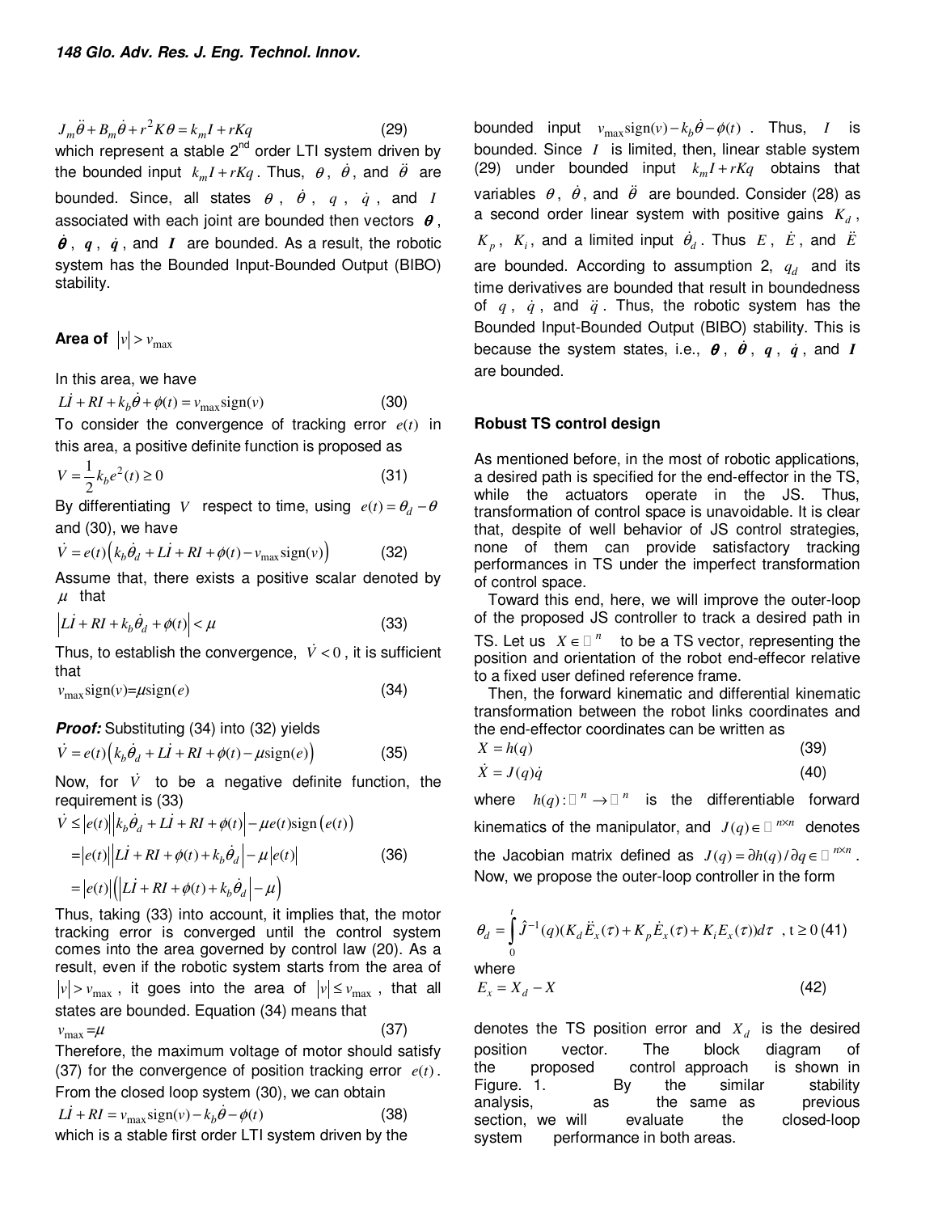$$J_m\ddot{\theta}+B_m\dot{\theta}+r^2K\theta=k_mI+rKq \tag{29}$$

which represent a stable 2nd order LTI system driven by the bounded input $k_mI+rKq$. Thus, $\theta$, $\dot{\theta}$, and $\ddot{\theta}$ are bounded. Since, all states $\theta$, $\dot{\theta}$, $q$, $\dot{q}$, and $I$ associated with each joint are bounded then vectors $\boldsymbol{\theta}$, $\dot{\boldsymbol{\theta}}$, $\boldsymbol{q}$, $\dot{\boldsymbol{q}}$, and $\boldsymbol{I}$ are bounded. As a result, the robotic system has the Bounded Input-Bounded Output (BIBO) stability.

**Area of $|v|>v_{\max}$**

In this area, we have

$$L\dot{I}+RI+k_b\dot{\theta}+\phi(t)=v_{\max}\operatorname{sign}(v) \tag{30}$$

To consider the convergence of tracking error $e(t)$ in this area, a positive definite function is proposed as

$$V=\frac{1}{2}k_be^2(t)\geq 0 \tag{31}$$

By differentiating $V$ respect to time, using $e(t)=\theta_d-\theta$ and (30), we have

$$\dot{V}=e(t)\left(k_b\dot{\theta}_d+L\dot{I}+RI+\phi(t)-v_{\max}\operatorname{sign}(v)\right) \tag{32}$$

Assume that, there exists a positive scalar denoted by $\mu$ that

$$\left|L\dot{I}+RI+k_b\dot{\theta}_d+\phi(t)\right|<\mu \tag{33}$$

Thus, to establish the convergence, $\dot{V}<0$, it is sufficient that

$$v_{\max}\operatorname{sign}(v)=\mu\operatorname{sign}(e) \tag{34}$$

***Proof:*** Substituting (34) into (32) yields

$$\dot{V}=e(t)\left(k_b\dot{\theta}_d+L\dot{I}+RI+\phi(t)-\mu\operatorname{sign}(e)\right) \tag{35}$$

Now, for $\dot{V}$ to be a negative definite function, the requirement is (33)

$$\begin{aligned}\dot{V}&\leq|e(t)|\left|k_b\dot{\theta}_d+L\dot{I}+RI+\phi(t)\right|-\mu e(t)\operatorname{sign}\left(e(t)\right)\\&=|e(t)|\left|L\dot{I}+RI+\phi(t)+k_b\dot{\theta}_d\right|-\mu|e(t)|\\&=|e(t)|\left(\left|L\dot{I}+RI+\phi(t)+k_b\dot{\theta}_d\right|-\mu\right)\end{aligned} \tag{36}$$

Thus, taking (33) into account, it implies that, the motor tracking error is converged until the control system comes into the area governed by control law (20). As a result, even if the robotic system starts from the area of $|v|>v_{\max}$, it goes into the area of $|v|\leq v_{\max}$, that all states are bounded. Equation (34) means that

$$v_{\max}=\mu \tag{37}$$

Therefore, the maximum voltage of motor should satisfy (37) for the convergence of position tracking error $e(t)$. From the closed loop system (30), we can obtain

$$L\dot{I}+RI=v_{\max}\operatorname{sign}(v)-k_b\dot{\theta}-\phi(t) \tag{38}$$

which is a stable first order LTI system driven by the bounded input $v_{\max}\operatorname{sign}(v)-k_b\dot{\theta}-\phi(t)$. Thus, $I$ is bounded. Since $I$ is limited, then, linear stable system (29) under bounded input $k_mI+rKq$ obtains that variables $\theta$, $\dot{\theta}$, and $\ddot{\theta}$ are bounded. Consider (28) as a second order linear system with positive gains $K_d$, $K_p$, $K_i$, and a limited input $\dot{\theta}_d$. Thus $E$, $\dot{E}$, and $\ddot{E}$ are bounded. According to assumption 2, $q_d$ and its time derivatives are bounded that result in boundedness of $q$, $\dot{q}$, and $\ddot{q}$. Thus, the robotic system has the Bounded Input-Bounded Output (BIBO) stability. This is because the system states, i.e., $\boldsymbol{\theta}$, $\dot{\boldsymbol{\theta}}$, $\boldsymbol{q}$, $\dot{\boldsymbol{q}}$, and $\boldsymbol{I}$ are bounded.

**Robust TS control design**

As mentioned before, in the most of robotic applications, a desired path is specified for the end-effector in the TS, while the actuators operate in the JS. Thus, transformation of control space is unavoidable. It is clear that, despite of well behavior of JS control strategies, none of them can provide satisfactory tracking performances in TS under the imperfect transformation of control space.

Toward this end, here, we will improve the outer-loop of the proposed JS controller to track a desired path in TS. Let us $X\in\mathbb{R}^n$ to be a TS vector, representing the position and orientation of the robot end-effecor relative to a fixed user defined reference frame.

Then, the forward kinematic and differential kinematic transformation between the robot links coordinates and the end-effector coordinates can be written as

$$X=h(q) \tag{39}$$

$$\dot{X}=J(q)\dot{q} \tag{40}$$

where $h(q):\mathbb{R}^n\rightarrow\mathbb{R}^n$ is the differentiable forward kinematics of the manipulator, and $J(q)\in\mathbb{R}^{n\times n}$ denotes the Jacobian matrix defined as $J(q)=\partial h(q)/\partial q\in\mathbb{R}^{n\times n}$. Now, we propose the outer-loop controller in the form

$$\theta_d=\int_0^t\hat{J}^{-1}(q)(K_d\ddot{E}_x(\tau)+K_p\dot{E}_x(\tau)+K_iE_x(\tau))d\tau\ ,\ t\geq 0 \tag{41}$$

where

$$E_x=X_d-X \tag{42}$$

denotes the TS position error and $X_d$ is the desired position vector. The block diagram of the proposed control approach is shown in Figure. 1. By the similar stability analysis, as the same as previous section, we will evaluate the closed-loop system performance in both areas.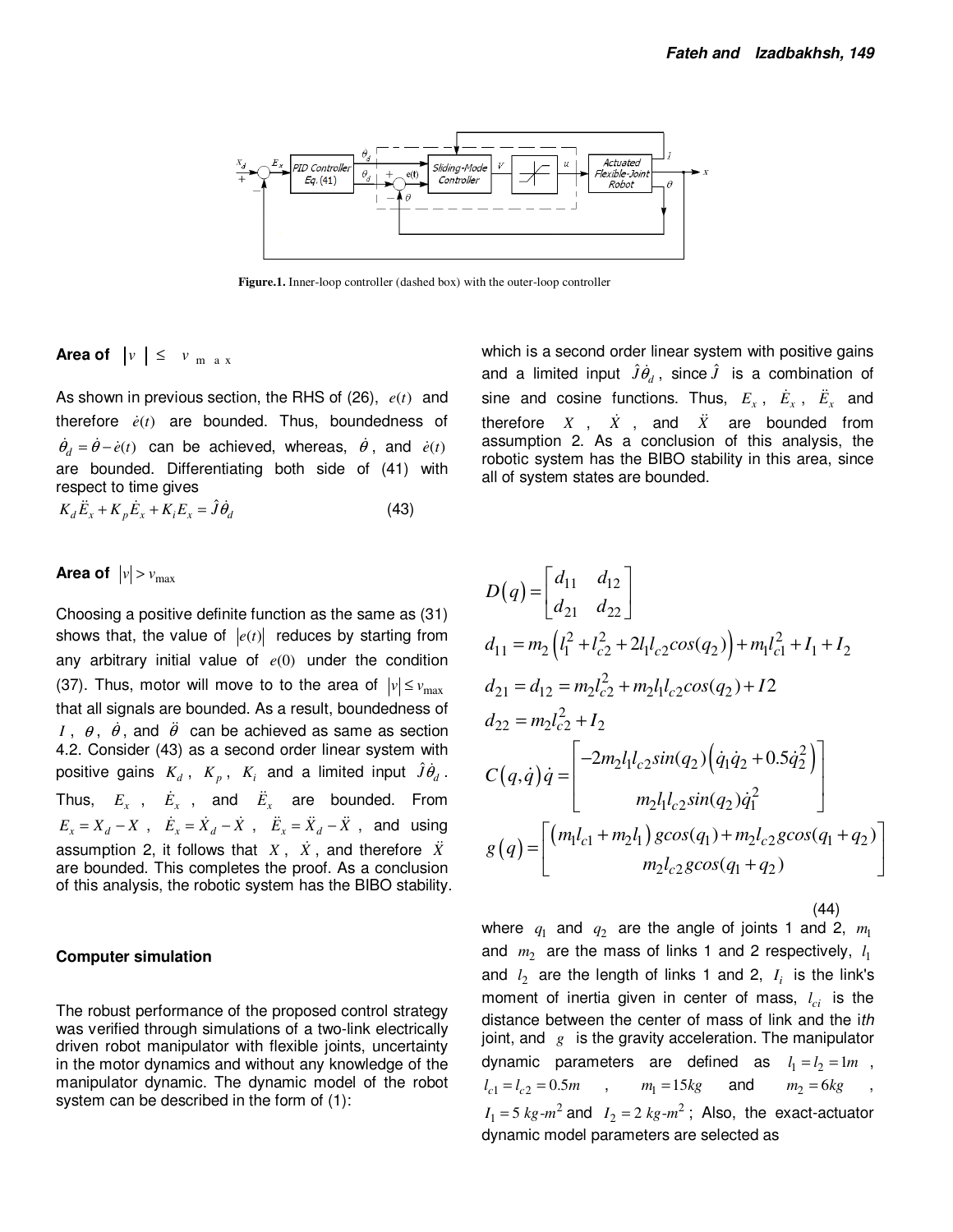Figure.1. Inner-loop controller (dashed box) with the outer-loop controller

**Area of** $|v| \leq v_{max}$

As shown in previous section, the RHS of (26), $e(t)$ and therefore $\dot{e}(t)$ are bounded. Thus, boundedness of $\dot{\theta}_d = \dot{\theta} - \dot{e}(t)$ can be achieved, whereas, $\dot{\theta}$, and $\dot{e}(t)$ are bounded. Differentiating both side of (41) with respect to time gives

$$K_d \ddot{E}_x + K_p \dot{E}_x + K_i E_x = \hat{J}\dot{\theta}_d \tag{43}$$

which is a second order linear system with positive gains and a limited input $\hat{J}\dot{\theta}_d$, since $\hat{J}$ is a combination of sine and cosine functions. Thus, $E_x$, $\dot{E}_x$, $\ddot{E}_x$ and therefore $X$, $\dot{X}$, and $\ddot{X}$ are bounded from assumption 2. As a conclusion of this analysis, the robotic system has the BIBO stability in this area, since all of system states are bounded.

**Area of** $|v| > v_{max}$

Choosing a positive definite function as the same as (31) shows that, the value of $|e(t)|$ reduces by starting from any arbitrary initial value of $e(0)$ under the condition (37). Thus, motor will move to to the area of $|v| \leq v_{max}$ that all signals are bounded. As a result, boundedness of $I$, $\theta$, $\dot{\theta}$, and $\ddot{\theta}$ can be achieved as same as section 4.2. Consider (43) as a second order linear system with positive gains $K_d$, $K_p$, $K_i$ and a limited input $\hat{J}\dot{\theta}_d$. Thus, $E_x$, $\dot{E}_x$, and $\ddot{E}_x$ are bounded. From $E_x = X_d - X$, $\dot{E}_x = \dot{X}_d - \dot{X}$, $\ddot{E}_x = \ddot{X}_d - \ddot{X}$, and using assumption 2, it follows that $X$, $\dot{X}$, and therefore $\ddot{X}$ are bounded. This completes the proof. As a conclusion of this analysis, the robotic system has the BIBO stability.

## Computer simulation

The robust performance of the proposed control strategy was verified through simulations of a two-link electrically driven robot manipulator with flexible joints, uncertainty in the motor dynamics and without any knowledge of the manipulator dynamic. The dynamic model of the robot system can be described in the form of (1):

$$D(q) = \begin{bmatrix} d_{11} & d_{12} \\ d_{21} & d_{22} \end{bmatrix}$$

$$d_{11} = m_2\left(l_1^2 + l_{c2}^2 + 2l_1 l_{c2}cos(q_2)\right) + m_1 l_{c1}^2 + I_1 + I_2$$

$$d_{21} = d_{12} = m_2 l_{c2}^2 + m_2 l_1 l_{c2}cos(q_2) + I2$$

$$d_{22} = m_2 l_{c2}^2 + I_2$$

$$C(q,\dot{q})\dot{q} = \begin{bmatrix} -2m_2 l_1 l_{c2} sin(q_2)\left(\dot{q}_1\dot{q}_2 + 0.5\dot{q}_2^2\right) \\ m_2 l_1 l_{c2} sin(q_2)\dot{q}_1^2 \end{bmatrix}$$

$$g(q) = \begin{bmatrix} \left(m_1 l_{c1} + m_2 l_1\right) gcos(q_1) + m_2 l_{c2} gcos(q_1 + q_2) \\ m_2 l_{c2} gcos(q_1 + q_2) \end{bmatrix} \tag{44}$$

where $q_1$ and $q_2$ are the angle of joints 1 and 2, $m_1$ and $m_2$ are the mass of links 1 and 2 respectively, $l_1$ and $l_2$ are the length of links 1 and 2, $I_i$ is the link's moment of inertia given in center of mass, $l_{ci}$ is the distance between the center of mass of link and the *ith* joint, and $g$ is the gravity acceleration. The manipulator dynamic parameters are defined as $l_1 = l_2 = 1m$, $l_{c1} = l_{c2} = 0.5m$, $m_1 = 15kg$ and $m_2 = 6kg$, $I_1 = 5\ kg\text{-}m^2$ and $I_2 = 2\ kg\text{-}m^2$; Also, the exact-actuator dynamic model parameters are selected as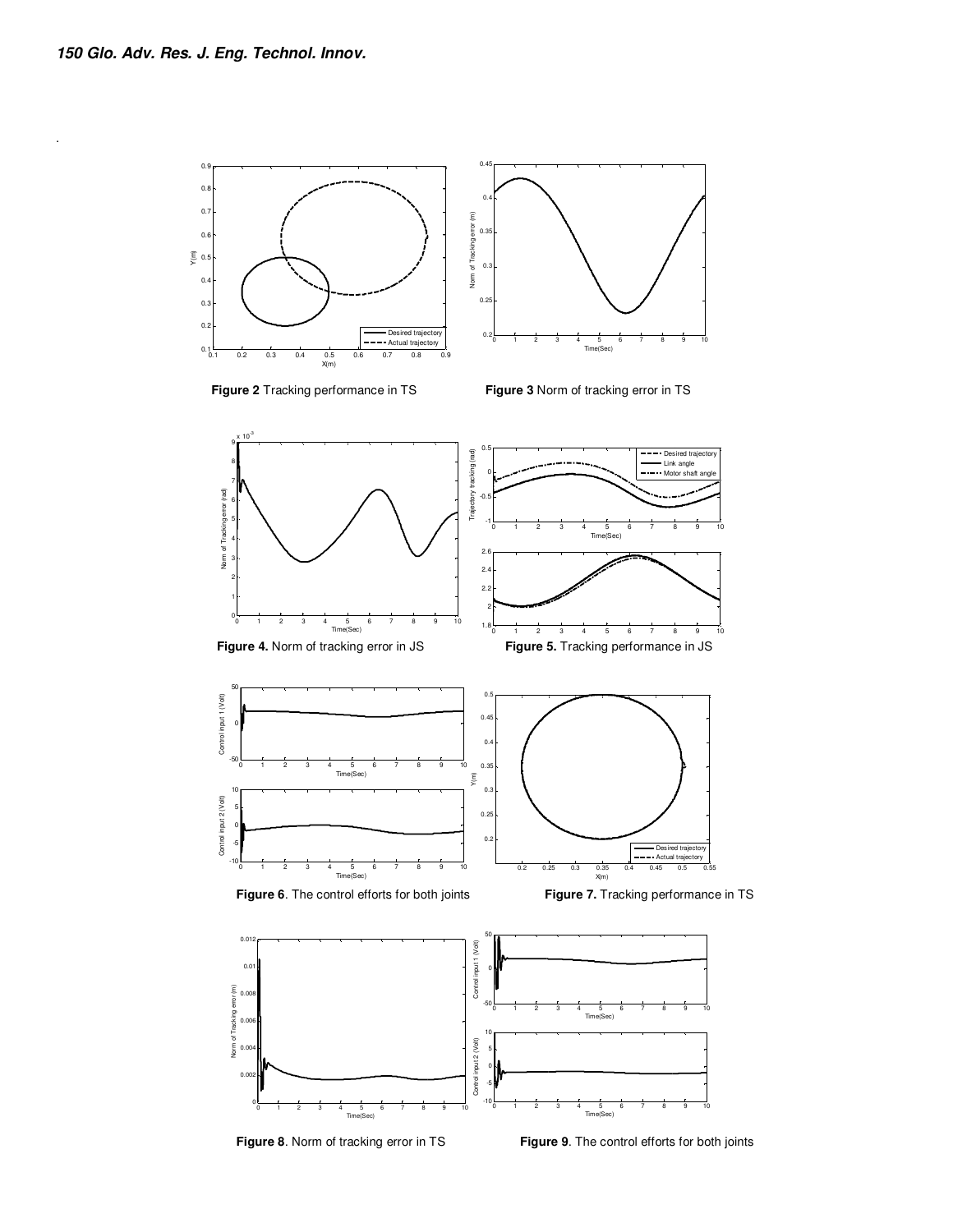Figure 2 Tracking performance in TS

Figure 3 Norm of tracking error in TS

**Figure 4.** Norm of tracking error in JS

**Figure 5.** Tracking performance in JS

**Figure 6**. The control efforts for both joints

**Figure 7.** Tracking performance in TS

**Figure 8**. Norm of tracking error in TS

**Figure 9**. The control efforts for both joints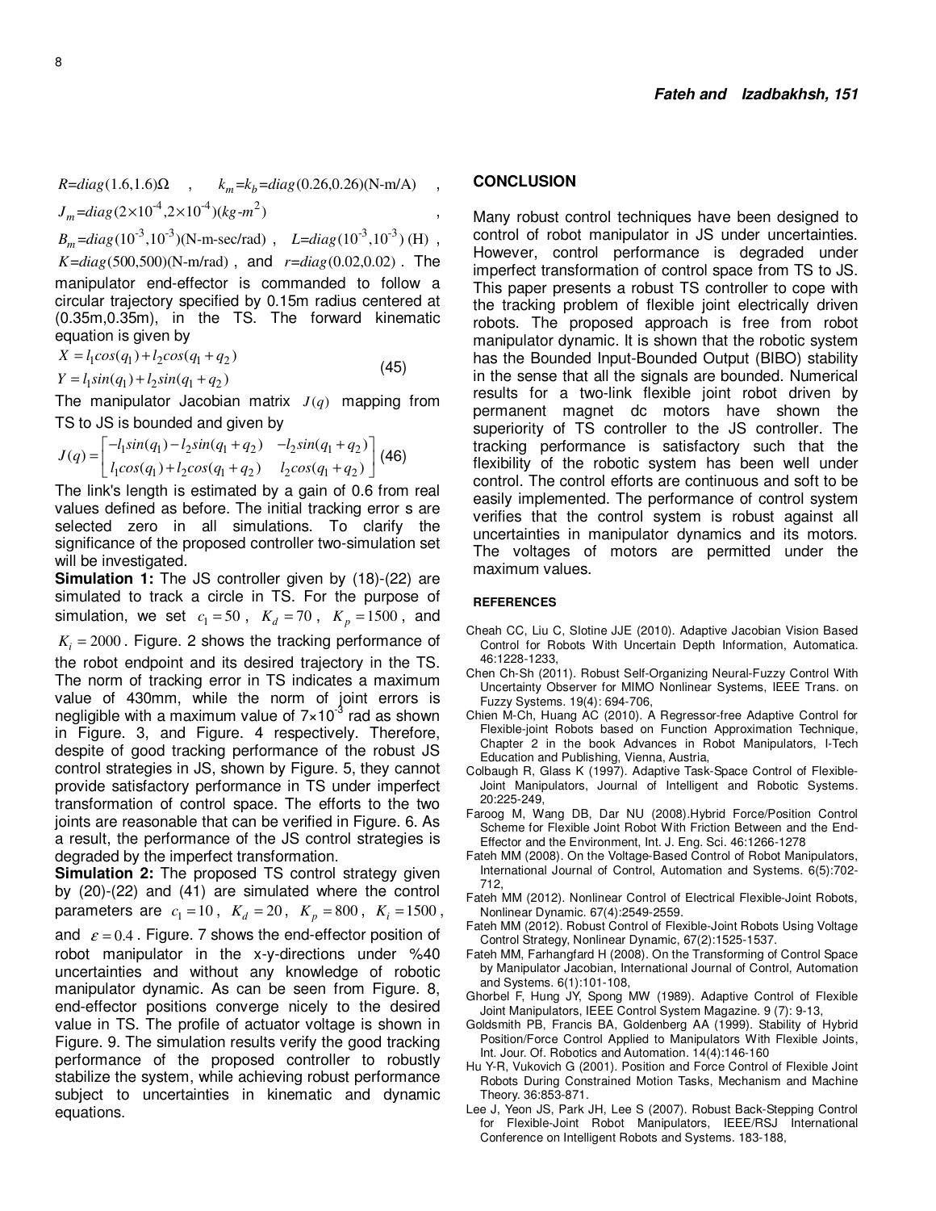$R$=$diag(1.6,1.6)\Omega$ , $k_m$=$k_b$=$diag(0.26,0.26)$(N-m/A) , $J_m$=$diag(2\times10^{-4},2\times10^{-4})(kg\text{-}m^2)$ , $B_m$=$diag(10^{-3},10^{-3})$(N-m-sec/rad) , $L$=$diag(10^{-3},10^{-3})$ (H) , $K$=$diag(500,500)$(N-m/rad) , and $r$=$diag(0.02,0.02)$ . The manipulator end-effector is commanded to follow a circular trajectory specified by 0.15m radius centered at (0.35m,0.35m), in the TS. The forward kinematic equation is given by

$$X = l_1 cos(q_1) + l_2 cos(q_1 + q_2)$$
$$Y = l_1 sin(q_1) + l_2 sin(q_1 + q_2) \tag{45}$$

The manipulator Jacobian matrix $J(q)$ mapping from TS to JS is bounded and given by

$$J(q) = \begin{bmatrix} -l_1 sin(q_1) - l_2 sin(q_1 + q_2) & -l_2 sin(q_1 + q_2) \\ l_1 cos(q_1) + l_2 cos(q_1 + q_2) & l_2 cos(q_1 + q_2) \end{bmatrix} \tag{46}$$

The link's length is estimated by a gain of 0.6 from real values defined as before. The initial tracking error s are selected zero in all simulations. To clarify the significance of the proposed controller two-simulation set will be investigated.

**Simulation 1:** The JS controller given by (18)-(22) are simulated to track a circle in TS. For the purpose of simulation, we set $c_1 = 50$ , $K_d = 70$ , $K_p = 1500$ , and $K_i = 2000$ . Figure. 2 shows the tracking performance of the robot endpoint and its desired trajectory in the TS. The norm of tracking error in TS indicates a maximum value of 430mm, while the norm of joint errors is negligible with a maximum value of $7\times10^{-3}$ rad as shown in Figure. 3, and Figure. 4 respectively. Therefore, despite of good tracking performance of the robust JS control strategies in JS, shown by Figure. 5, they cannot provide satisfactory performance in TS under imperfect transformation of control space. The efforts to the two joints are reasonable that can be verified in Figure. 6. As a result, the performance of the JS control strategies is degraded by the imperfect transformation.

**Simulation 2:** The proposed TS control strategy given by (20)-(22) and (41) are simulated where the control parameters are $c_1 = 10$ , $K_d = 20$ , $K_p = 800$ , $K_i = 1500$ , and $\varepsilon = 0.4$ . Figure. 7 shows the end-effector position of robot manipulator in the x-y-directions under %40 uncertainties and without any knowledge of robotic manipulator dynamic. As can be seen from Figure. 8, end-effector positions converge nicely to the desired value in TS. The profile of actuator voltage is shown in Figure. 9. The simulation results verify the good tracking performance of the proposed controller to robustly stabilize the system, while achieving robust performance subject to uncertainties in kinematic and dynamic equations.

## CONCLUSION

Many robust control techniques have been designed to control of robot manipulator in JS under uncertainties. However, control performance is degraded under imperfect transformation of control space from TS to JS. This paper presents a robust TS controller to cope with the tracking problem of flexible joint electrically driven robots. The proposed approach is free from robot manipulator dynamic. It is shown that the robotic system has the Bounded Input-Bounded Output (BIBO) stability in the sense that all the signals are bounded. Numerical results for a two-link flexible joint robot driven by permanent magnet dc motors have shown the superiority of TS controller to the JS controller. The tracking performance is satisfactory such that the flexibility of the robotic system has been well under control. The control efforts are continuous and soft to be easily implemented. The performance of control system verifies that the control system is robust against all uncertainties in manipulator dynamics and its motors. The voltages of motors are permitted under the maximum values.

### REFERENCES

Cheah CC, Liu C, Slotine JJE (2010). Adaptive Jacobian Vision Based Control for Robots With Uncertain Depth Information, Automatica. 46:1228-1233,

Chen Ch-Sh (2011). Robust Self-Organizing Neural-Fuzzy Control With Uncertainty Observer for MIMO Nonlinear Systems, IEEE Trans. on Fuzzy Systems. 19(4): 694-706,

Chien M-Ch, Huang AC (2010). A Regressor-free Adaptive Control for Flexible-joint Robots based on Function Approximation Technique, Chapter 2 in the book Advances in Robot Manipulators, I-Tech Education and Publishing, Vienna, Austria,

Colbaugh R, Glass K (1997). Adaptive Task-Space Control of Flexible-Joint Manipulators, Journal of Intelligent and Robotic Systems. 20:225-249,

Faroog M, Wang DB, Dar NU (2008).Hybrid Force/Position Control Scheme for Flexible Joint Robot With Friction Between and the End-Effector and the Environment, Int. J. Eng. Sci. 46:1266-1278

Fateh MM (2008). On the Voltage-Based Control of Robot Manipulators, International Journal of Control, Automation and Systems. 6(5):702-712,

Fateh MM (2012). Nonlinear Control of Electrical Flexible-Joint Robots, Nonlinear Dynamic. 67(4):2549-2559.

Fateh MM (2012). Robust Control of Flexible-Joint Robots Using Voltage Control Strategy, Nonlinear Dynamic, 67(2):1525-1537.

Fateh MM, Farhangfard H (2008). On the Transforming of Control Space by Manipulator Jacobian, International Journal of Control, Automation and Systems. 6(1):101-108,

Ghorbel F, Hung JY, Spong MW (1989). Adaptive Control of Flexible Joint Manipulators, IEEE Control System Magazine. 9 (7): 9-13,

Goldsmith PB, Francis BA, Goldenberg AA (1999). Stability of Hybrid Position/Force Control Applied to Manipulators With Flexible Joints, Int. Jour. Of. Robotics and Automation. 14(4):146-160

Hu Y-R, Vukovich G (2001). Position and Force Control of Flexible Joint Robots During Constrained Motion Tasks, Mechanism and Machine Theory. 36:853-871.

Lee J, Yeon JS, Park JH, Lee S (2007). Robust Back-Stepping Control for Flexible-Joint Robot Manipulators, IEEE/RSJ International Conference on Intelligent Robots and Systems. 183-188,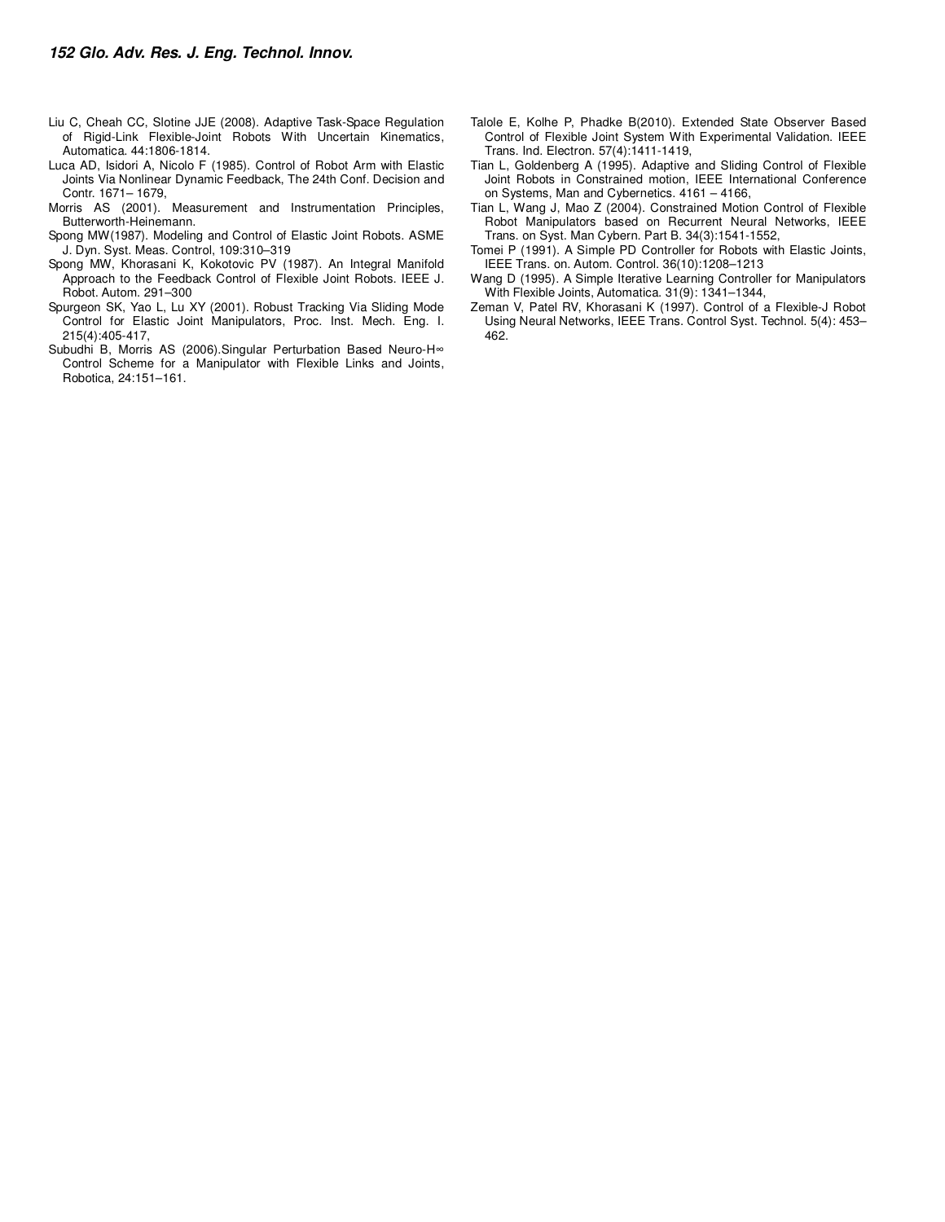Liu C, Cheah CC, Slotine JJE (2008). Adaptive Task-Space Regulation of Rigid-Link Flexible-Joint Robots With Uncertain Kinematics, Automatica. 44:1806-1814.

Luca AD, Isidori A, Nicolo F (1985). Control of Robot Arm with Elastic Joints Via Nonlinear Dynamic Feedback, The 24th Conf. Decision and Contr. 1671– 1679,

Morris AS (2001). Measurement and Instrumentation Principles, Butterworth-Heinemann.

Spong MW(1987). Modeling and Control of Elastic Joint Robots. ASME J. Dyn. Syst. Meas. Control, 109:310–319

Spong MW, Khorasani K, Kokotovic PV (1987). An Integral Manifold Approach to the Feedback Control of Flexible Joint Robots. IEEE J. Robot. Autom. 291–300

Spurgeon SK, Yao L, Lu XY (2001). Robust Tracking Via Sliding Mode Control for Elastic Joint Manipulators, Proc. Inst. Mech. Eng. I. 215(4):405-417,

Subudhi B, Morris AS (2006).Singular Perturbation Based Neuro-H∞ Control Scheme for a Manipulator with Flexible Links and Joints, Robotica, 24:151–161.

Talole E, Kolhe P, Phadke B(2010). Extended State Observer Based Control of Flexible Joint System With Experimental Validation. IEEE Trans. Ind. Electron. 57(4):1411-1419,

Tian L, Goldenberg A (1995). Adaptive and Sliding Control of Flexible Joint Robots in Constrained motion, IEEE International Conference on Systems, Man and Cybernetics. 4161 – 4166,

Tian L, Wang J, Mao Z (2004). Constrained Motion Control of Flexible Robot Manipulators based on Recurrent Neural Networks, IEEE Trans. on Syst. Man Cybern. Part B. 34(3):1541-1552,

Tomei P (1991). A Simple PD Controller for Robots with Elastic Joints, IEEE Trans. on. Autom. Control. 36(10):1208–1213

Wang D (1995). A Simple Iterative Learning Controller for Manipulators With Flexible Joints, Automatica. 31(9): 1341–1344,

Zeman V, Patel RV, Khorasani K (1997). Control of a Flexible-J Robot Using Neural Networks, IEEE Trans. Control Syst. Technol. 5(4): 453–462.